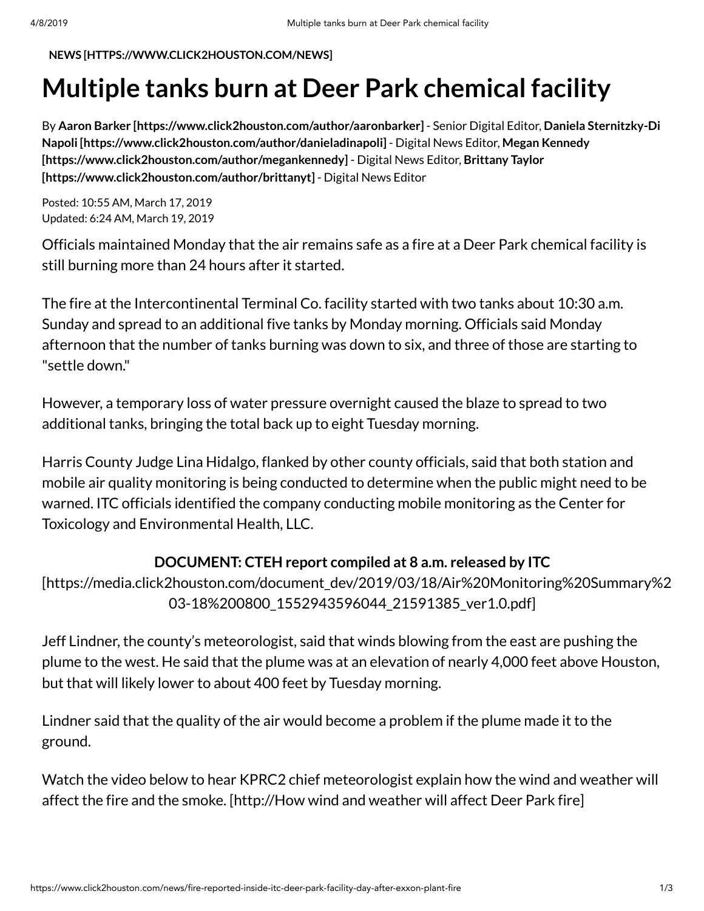**NEWS [HTTPS://WWW.CLICK2HOUSTON.COM/NEWS]**

# Multiple tanks burn at Deer Park chemical facility

By **Aaron Barker [https://www.click2houston.com/author/aaronbarker]** - Senior Digital Editor, **Daniela Sternitzky-Di Napoli [https://www.click2houston.com/author/danieladinapoli]** - Digital News Editor, **Megan Kennedy [https://www.click2houston.com/author/megankennedy]** - Digital News Editor, **Brittany Taylor [https://www.click2houston.com/author/brittanyt]** - Digital News Editor

Posted: 10:55 AM, March 17, 2019
Updated: 6:24 AM, March 19, 2019

Officials maintained Monday that the air remains safe as a fire at a Deer Park chemical facility is still burning more than 24 hours after it started.

The fire at the Intercontinental Terminal Co. facility started with two tanks about 10:30 a.m. Sunday and spread to an additional five tanks by Monday morning. Officials said Monday afternoon that the number of tanks burning was down to six, and three of those are starting to "settle down."

However, a temporary loss of water pressure overnight caused the blaze to spread to two additional tanks, bringing the total back up to eight Tuesday morning.

Harris County Judge Lina Hidalgo, flanked by other county officials, said that both station and mobile air quality monitoring is being conducted to determine when the public might need to be warned. ITC officials identified the company conducting mobile monitoring as the Center for Toxicology and Environmental Health, LLC.

**DOCUMENT: CTEH report compiled at 8 a.m. released by ITC**
[https://media.click2houston.com/document_dev/2019/03/18/Air%20Monitoring%20Summary%203-18%200800_1552943596044_21591385_ver1.0.pdf]

Jeff Lindner, the county's meteorologist, said that winds blowing from the east are pushing the plume to the west. He said that the plume was at an elevation of nearly 4,000 feet above Houston, but that will likely lower to about 400 feet by Tuesday morning.

Lindner said that the quality of the air would become a problem if the plume made it to the ground.

Watch the video below to hear KPRC2 chief meteorologist explain how the wind and weather will affect the fire and the smoke. [http://How wind and weather will affect Deer Park fire]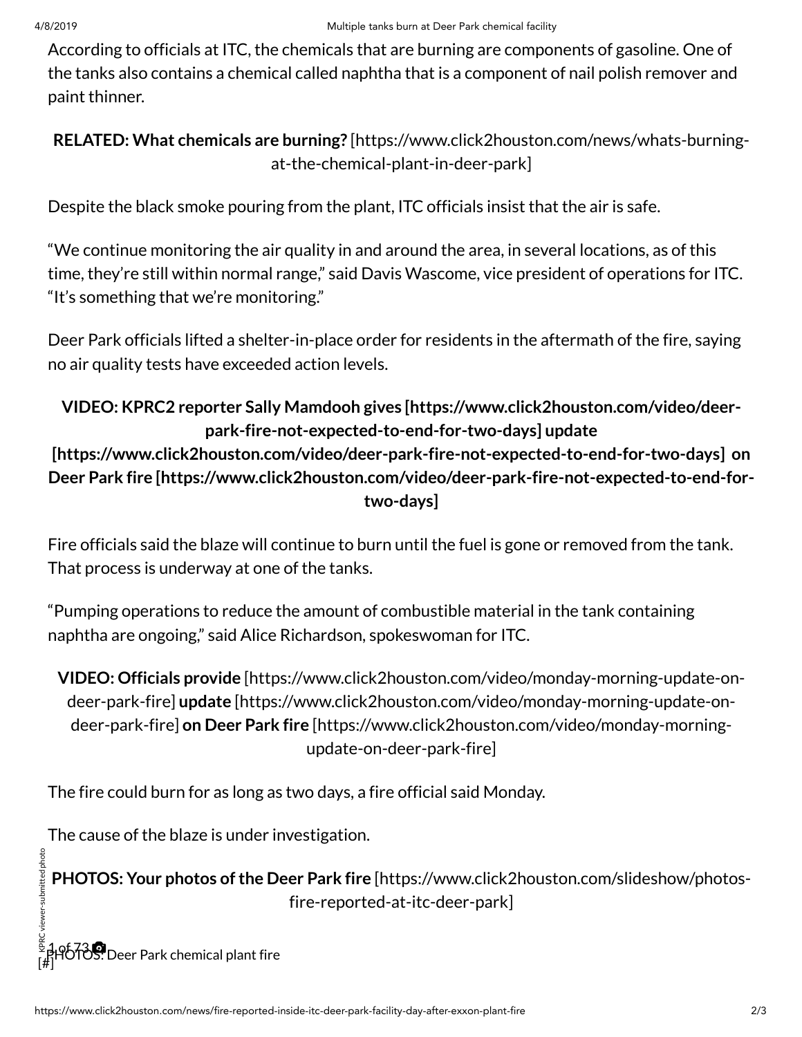According to officials at ITC, the chemicals that are burning are components of gasoline. One of the tanks also contains a chemical called naphtha that is a component of nail polish remover and paint thinner.

**RELATED: What chemicals are burning?** [https://www.click2houston.com/news/whats-burning-at-the-chemical-plant-in-deer-park]

Despite the black smoke pouring from the plant, ITC officials insist that the air is safe.

"We continue monitoring the air quality in and around the area, in several locations, as of this time, they're still within normal range," said Davis Wascome, vice president of operations for ITC. "It's something that we're monitoring."

Deer Park officials lifted a shelter-in-place order for residents in the aftermath of the fire, saying no air quality tests have exceeded action levels.

**VIDEO: KPRC2 reporter Sally Mamdooh gives [https://www.click2houston.com/video/deer-park-fire-not-expected-to-end-for-two-days] update [https://www.click2houston.com/video/deer-park-fire-not-expected-to-end-for-two-days] on Deer Park fire [https://www.click2houston.com/video/deer-park-fire-not-expected-to-end-for-two-days]**

Fire officials said the blaze will continue to burn until the fuel is gone or removed from the tank. That process is underway at one of the tanks.

"Pumping operations to reduce the amount of combustible material in the tank containing naphtha are ongoing," said Alice Richardson, spokeswoman for ITC.

**VIDEO: Officials provide** [https://www.click2houston.com/video/monday-morning-update-on-deer-park-fire] **update** [https://www.click2houston.com/video/monday-morning-update-on-deer-park-fire] **on Deer Park fire** [https://www.click2houston.com/video/monday-morning-update-on-deer-park-fire]

The fire could burn for as long as two days, a fire official said Monday.

The cause of the blaze is under investigation.

**PHOTOS: Your photos of the Deer Park fire** [https://www.click2houston.com/slideshow/photos-fire-reported-at-itc-deer-park]

KPRC viewer-submitted photo

1 of 73

[#] PHOTOS: Deer Park chemical plant fire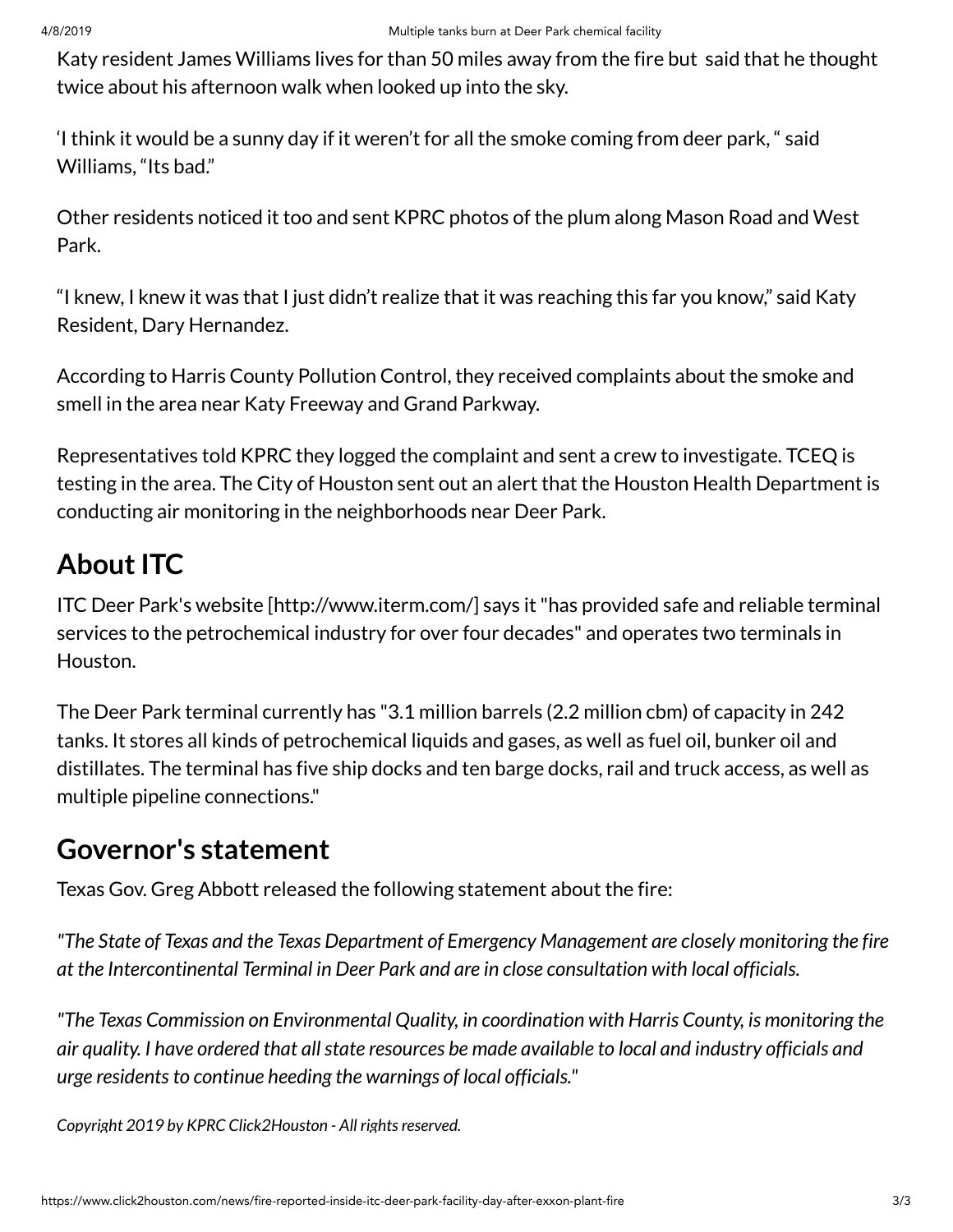Katy resident James Williams lives for than 50 miles away from the fire but said that he thought twice about his afternoon walk when looked up into the sky.

'I think it would be a sunny day if it weren't for all the smoke coming from deer park, " said Williams, "Its bad."

Other residents noticed it too and sent KPRC photos of the plum along Mason Road and West Park.

"I knew, I knew it was that I just didn't realize that it was reaching this far you know," said Katy Resident, Dary Hernandez.

According to Harris County Pollution Control, they received complaints about the smoke and smell in the area near Katy Freeway and Grand Parkway.

Representatives told KPRC they logged the complaint and sent a crew to investigate. TCEQ is testing in the area. The City of Houston sent out an alert that the Houston Health Department is conducting air monitoring in the neighborhoods near Deer Park.

## About ITC

ITC Deer Park's website [http://www.iterm.com/] says it "has provided safe and reliable terminal services to the petrochemical industry for over four decades" and operates two terminals in Houston.

The Deer Park terminal currently has "3.1 million barrels (2.2 million cbm) of capacity in 242 tanks. It stores all kinds of petrochemical liquids and gases, as well as fuel oil, bunker oil and distillates. The terminal has five ship docks and ten barge docks, rail and truck access, as well as multiple pipeline connections."

## Governor's statement

Texas Gov. Greg Abbott released the following statement about the fire:

*"The State of Texas and the Texas Department of Emergency Management are closely monitoring the fire at the Intercontinental Terminal in Deer Park and are in close consultation with local officials.*

*"The Texas Commission on Environmental Quality, in coordination with Harris County, is monitoring the air quality. I have ordered that all state resources be made available to local and industry officials and urge residents to continue heeding the warnings of local officials."*

*Copyright 2019 by KPRC Click2Houston - All rights reserved.*